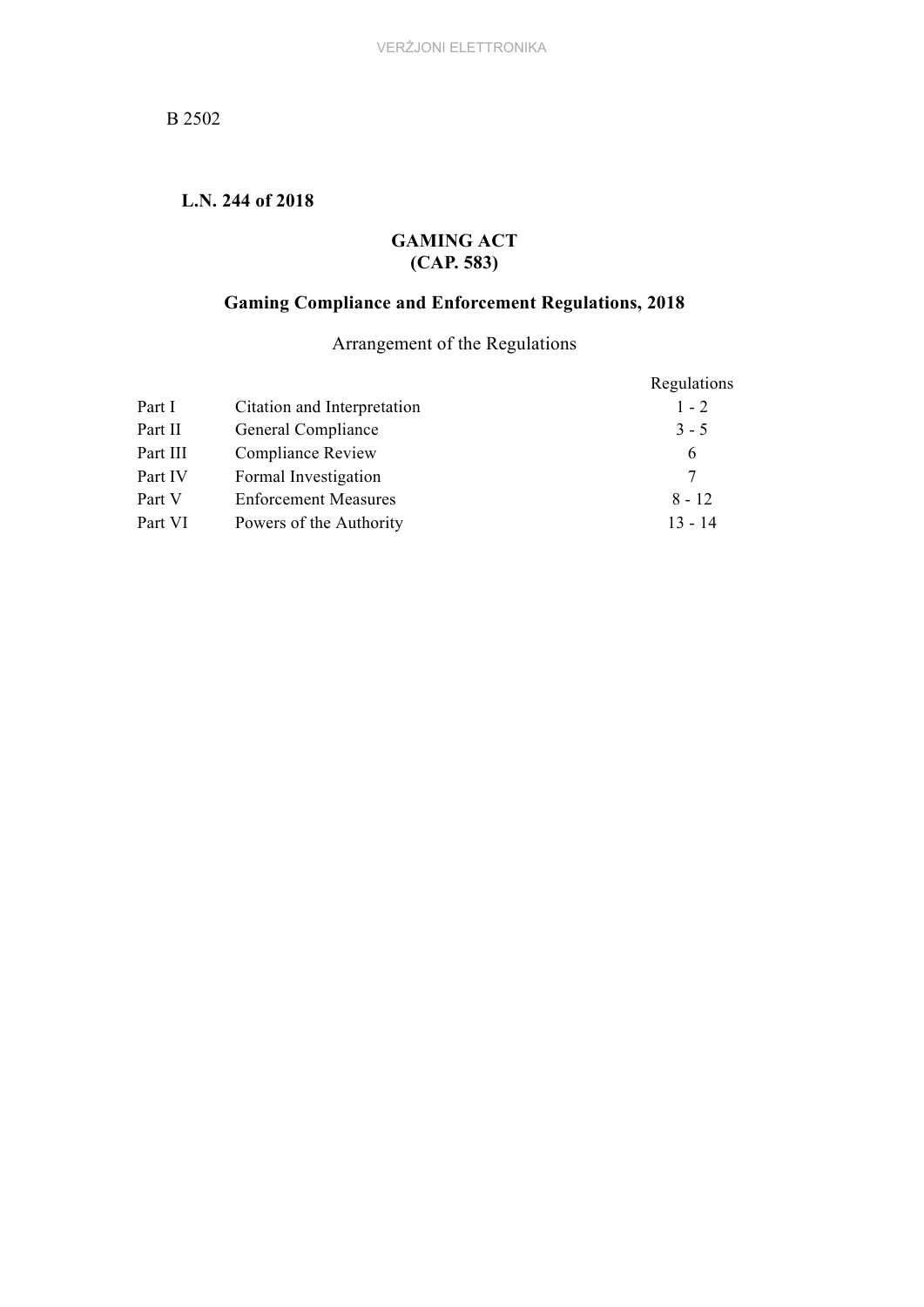**L.N. 244 of 2018**

## GAMING ACT
## (CAP. 583)

## Gaming Compliance and Enforcement Regulations, 2018

Arrangement of the Regulations

| | | Regulations |
|---|---|---|
| Part I | Citation and Interpretation | 1 - 2 |
| Part II | General Compliance | 3 - 5 |
| Part III | Compliance Review | 6 |
| Part IV | Formal Investigation | 7 |
| Part V | Enforcement Measures | 8 - 12 |
| Part VI | Powers of the Authority | 13 - 14 |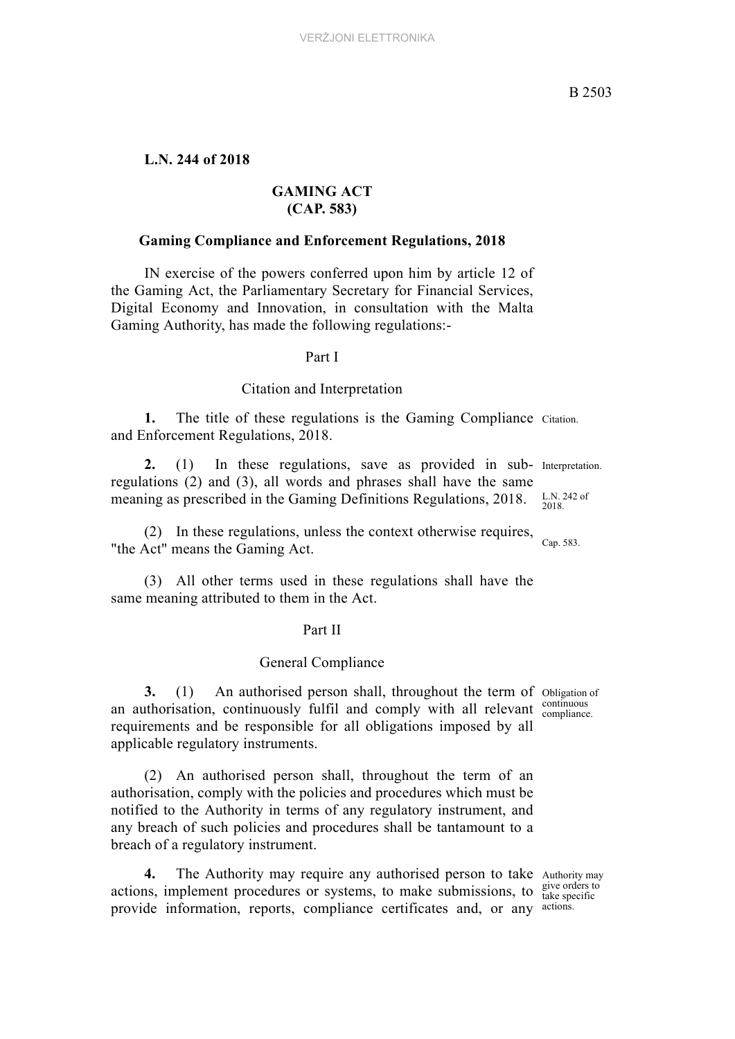**L.N. 244 of 2018**

**GAMING ACT (CAP. 583)**

**Gaming Compliance and Enforcement Regulations, 2018**

IN exercise of the powers conferred upon him by article 12 of the Gaming Act, the Parliamentary Secretary for Financial Services, Digital Economy and Innovation, in consultation with the Malta Gaming Authority, has made the following regulations:-

Part I

Citation and Interpretation

Citation.

**1.** The title of these regulations is the Gaming Compliance and Enforcement Regulations, 2018.

Interpretation.

L.N. 242 of 2018.

**2.** (1) In these regulations, save as provided in sub-regulations (2) and (3), all words and phrases shall have the same meaning as prescribed in the Gaming Definitions Regulations, 2018.

Cap. 583.

(2) In these regulations, unless the context otherwise requires, "the Act" means the Gaming Act.

(3) All other terms used in these regulations shall have the same meaning attributed to them in the Act.

Part II

General Compliance

Obligation of continuous compliance.

**3.** (1) An authorised person shall, throughout the term of an authorisation, continuously fulfil and comply with all relevant requirements and be responsible for all obligations imposed by all applicable regulatory instruments.

(2) An authorised person shall, throughout the term of an authorisation, comply with the policies and procedures which must be notified to the Authority in terms of any regulatory instrument, and any breach of such policies and procedures shall be tantamount to a breach of a regulatory instrument.

Authority may give orders to take specific actions.

**4.** The Authority may require any authorised person to take actions, implement procedures or systems, to make submissions, to provide information, reports, compliance certificates and, or any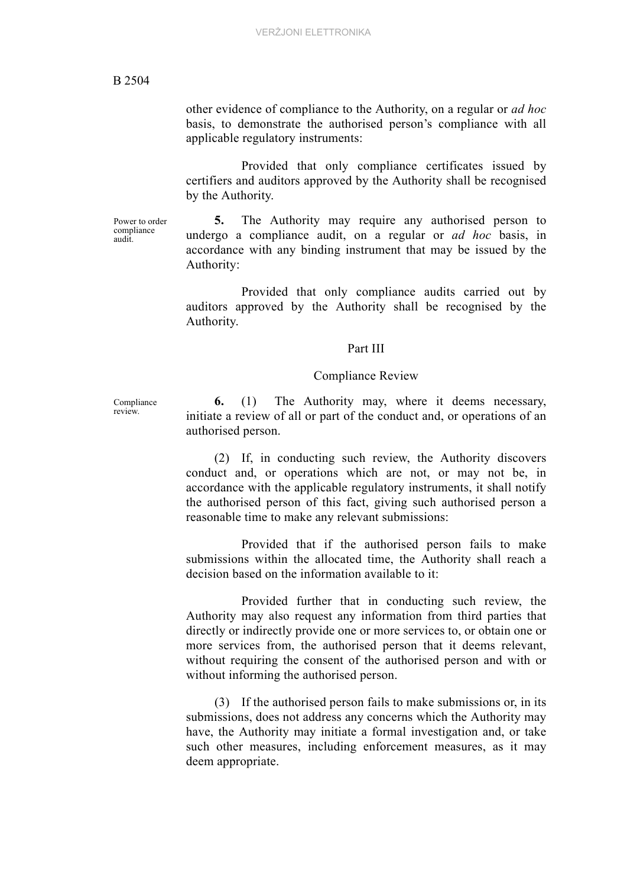other evidence of compliance to the Authority, on a regular or *ad hoc* basis, to demonstrate the authorised person's compliance with all applicable regulatory instruments:

Provided that only compliance certificates issued by certifiers and auditors approved by the Authority shall be recognised by the Authority.

Power to order compliance audit.

**5.** The Authority may require any authorised person to undergo a compliance audit, on a regular or *ad hoc* basis, in accordance with any binding instrument that may be issued by the Authority:

Provided that only compliance audits carried out by auditors approved by the Authority shall be recognised by the Authority.

## Part III

## Compliance Review

Compliance review.

**6.** (1) The Authority may, where it deems necessary, initiate a review of all or part of the conduct and, or operations of an authorised person.

(2) If, in conducting such review, the Authority discovers conduct and, or operations which are not, or may not be, in accordance with the applicable regulatory instruments, it shall notify the authorised person of this fact, giving such authorised person a reasonable time to make any relevant submissions:

Provided that if the authorised person fails to make submissions within the allocated time, the Authority shall reach a decision based on the information available to it:

Provided further that in conducting such review, the Authority may also request any information from third parties that directly or indirectly provide one or more services to, or obtain one or more services from, the authorised person that it deems relevant, without requiring the consent of the authorised person and with or without informing the authorised person.

(3) If the authorised person fails to make submissions or, in its submissions, does not address any concerns which the Authority may have, the Authority may initiate a formal investigation and, or take such other measures, including enforcement measures, as it may deem appropriate.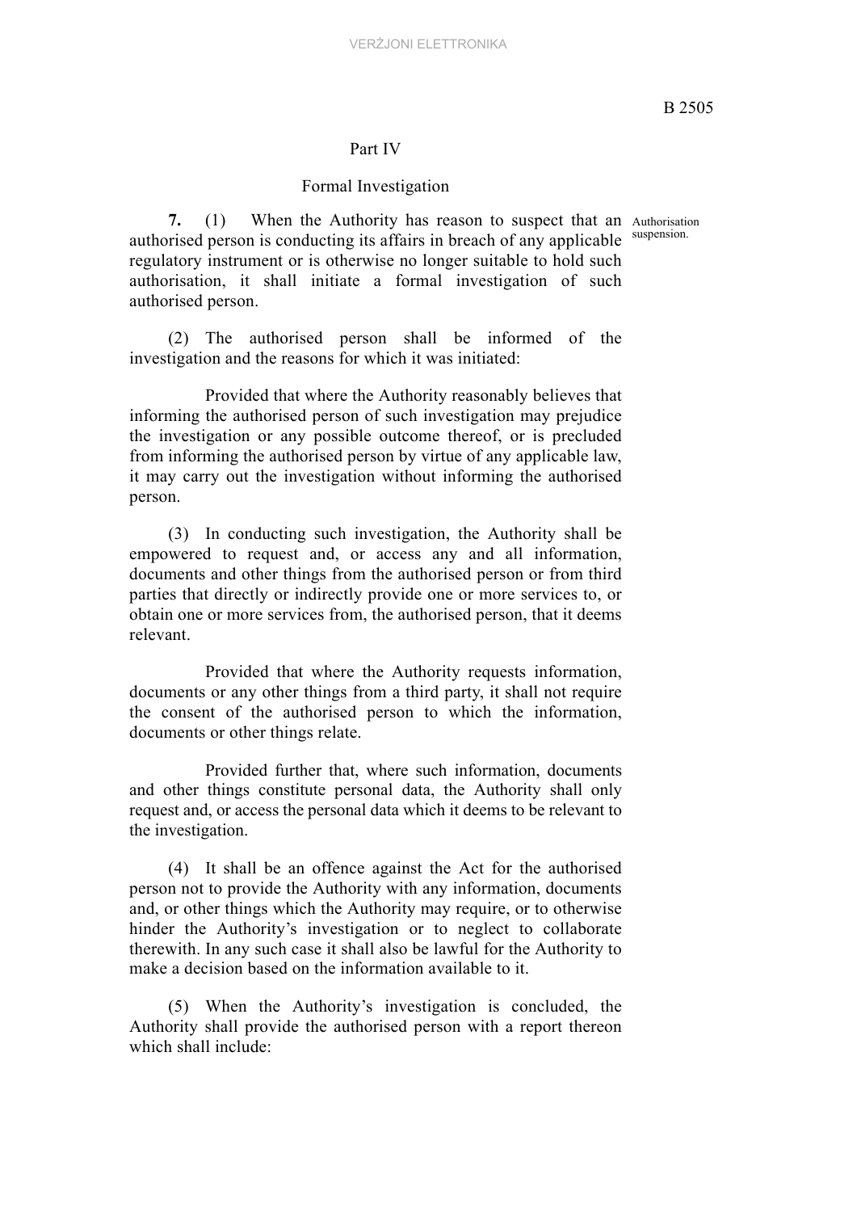## Part IV

### Formal Investigation

**7.** (1) When the Authority has reason to suspect that an authorised person is conducting its affairs in breach of any applicable regulatory instrument or is otherwise no longer suitable to hold such authorisation, it shall initiate a formal investigation of such authorised person.

Authorisation suspension.

(2) The authorised person shall be informed of the investigation and the reasons for which it was initiated:

Provided that where the Authority reasonably believes that informing the authorised person of such investigation may prejudice the investigation or any possible outcome thereof, or is precluded from informing the authorised person by virtue of any applicable law, it may carry out the investigation without informing the authorised person.

(3) In conducting such investigation, the Authority shall be empowered to request and, or access any and all information, documents and other things from the authorised person or from third parties that directly or indirectly provide one or more services to, or obtain one or more services from, the authorised person, that it deems relevant.

Provided that where the Authority requests information, documents or any other things from a third party, it shall not require the consent of the authorised person to which the information, documents or other things relate.

Provided further that, where such information, documents and other things constitute personal data, the Authority shall only request and, or access the personal data which it deems to be relevant to the investigation.

(4) It shall be an offence against the Act for the authorised person not to provide the Authority with any information, documents and, or other things which the Authority may require, or to otherwise hinder the Authority's investigation or to neglect to collaborate therewith. In any such case it shall also be lawful for the Authority to make a decision based on the information available to it.

(5) When the Authority's investigation is concluded, the Authority shall provide the authorised person with a report thereon which shall include: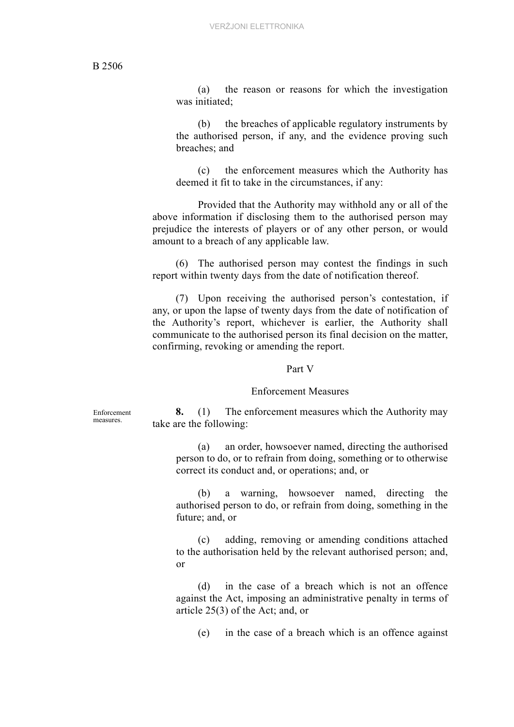(a) the reason or reasons for which the investigation was initiated;

(b) the breaches of applicable regulatory instruments by the authorised person, if any, and the evidence proving such breaches; and

(c) the enforcement measures which the Authority has deemed it fit to take in the circumstances, if any:

Provided that the Authority may withhold any or all of the above information if disclosing them to the authorised person may prejudice the interests of players or of any other person, or would amount to a breach of any applicable law.

(6) The authorised person may contest the findings in such report within twenty days from the date of notification thereof.

(7) Upon receiving the authorised person's contestation, if any, or upon the lapse of twenty days from the date of notification of the Authority's report, whichever is earlier, the Authority shall communicate to the authorised person its final decision on the matter, confirming, revoking or amending the report.

## Part V

## Enforcement Measures

Enforcement measures.

**8.** (1) The enforcement measures which the Authority may take are the following:

(a) an order, howsoever named, directing the authorised person to do, or to refrain from doing, something or to otherwise correct its conduct and, or operations; and, or

(b) a warning, howsoever named, directing the authorised person to do, or refrain from doing, something in the future; and, or

(c) adding, removing or amending conditions attached to the authorisation held by the relevant authorised person; and, or

(d) in the case of a breach which is not an offence against the Act, imposing an administrative penalty in terms of article 25(3) of the Act; and, or

(e) in the case of a breach which is an offence against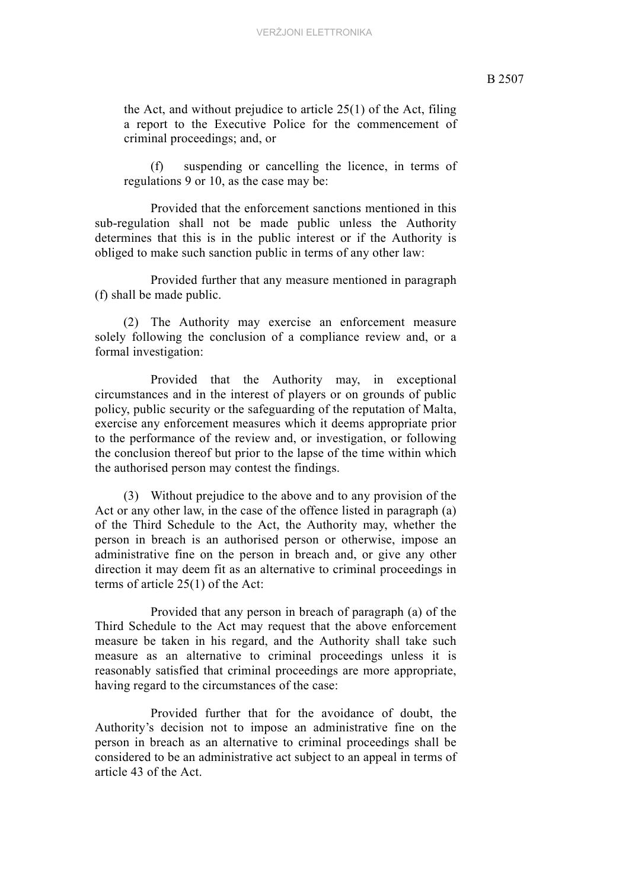the Act, and without prejudice to article 25(1) of the Act, filing a report to the Executive Police for the commencement of criminal proceedings; and, or

(f) suspending or cancelling the licence, in terms of regulations 9 or 10, as the case may be:

Provided that the enforcement sanctions mentioned in this sub-regulation shall not be made public unless the Authority determines that this is in the public interest or if the Authority is obliged to make such sanction public in terms of any other law:

Provided further that any measure mentioned in paragraph (f) shall be made public.

(2) The Authority may exercise an enforcement measure solely following the conclusion of a compliance review and, or a formal investigation:

Provided that the Authority may, in exceptional circumstances and in the interest of players or on grounds of public policy, public security or the safeguarding of the reputation of Malta, exercise any enforcement measures which it deems appropriate prior to the performance of the review and, or investigation, or following the conclusion thereof but prior to the lapse of the time within which the authorised person may contest the findings.

(3) Without prejudice to the above and to any provision of the Act or any other law, in the case of the offence listed in paragraph (a) of the Third Schedule to the Act, the Authority may, whether the person in breach is an authorised person or otherwise, impose an administrative fine on the person in breach and, or give any other direction it may deem fit as an alternative to criminal proceedings in terms of article 25(1) of the Act:

Provided that any person in breach of paragraph (a) of the Third Schedule to the Act may request that the above enforcement measure be taken in his regard, and the Authority shall take such measure as an alternative to criminal proceedings unless it is reasonably satisfied that criminal proceedings are more appropriate, having regard to the circumstances of the case:

Provided further that for the avoidance of doubt, the Authority's decision not to impose an administrative fine on the person in breach as an alternative to criminal proceedings shall be considered to be an administrative act subject to an appeal in terms of article 43 of the Act.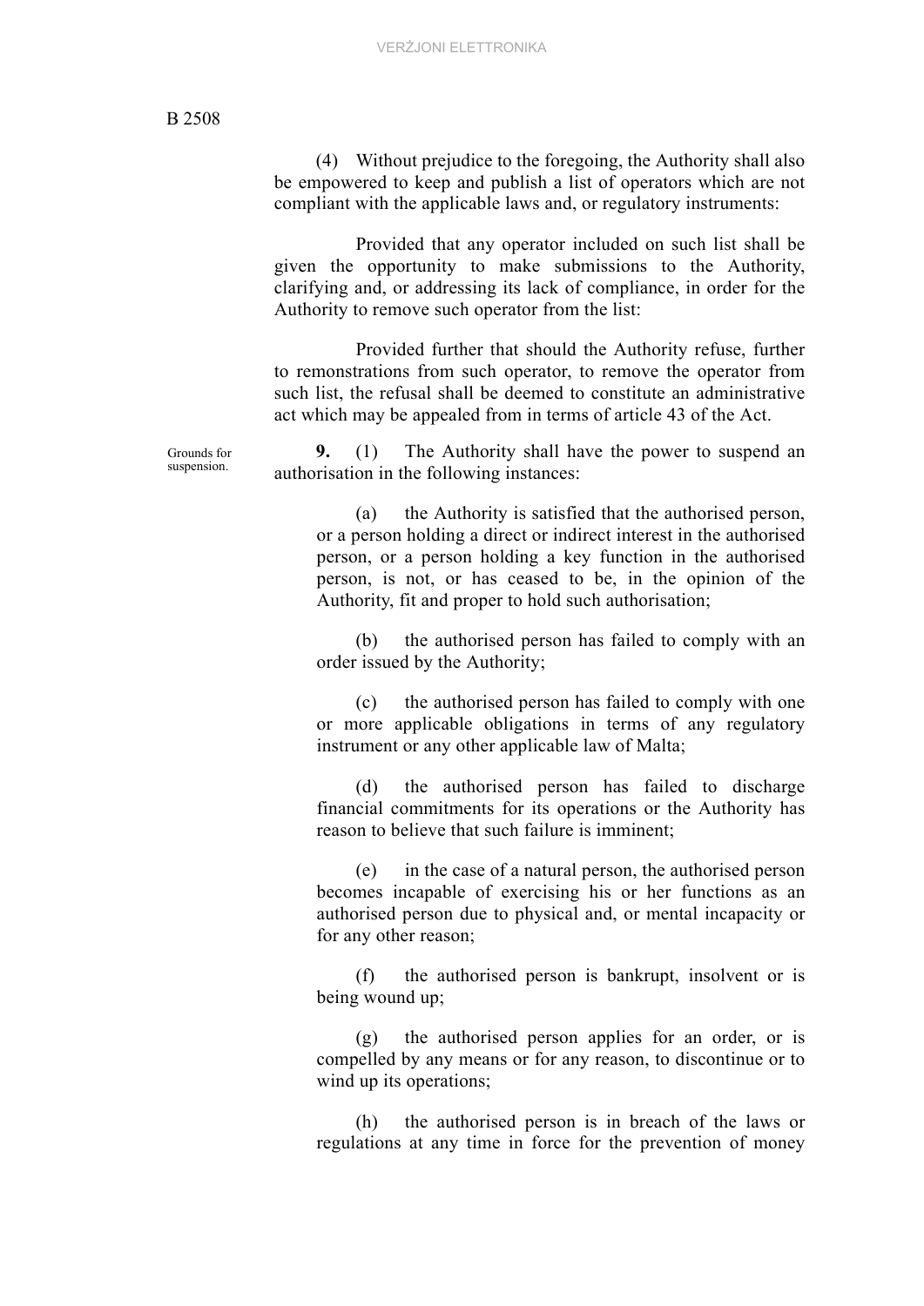(4) Without prejudice to the foregoing, the Authority shall also be empowered to keep and publish a list of operators which are not compliant with the applicable laws and, or regulatory instruments:

Provided that any operator included on such list shall be given the opportunity to make submissions to the Authority, clarifying and, or addressing its lack of compliance, in order for the Authority to remove such operator from the list:

Provided further that should the Authority refuse, further to remonstrations from such operator, to remove the operator from such list, the refusal shall be deemed to constitute an administrative act which may be appealed from in terms of article 43 of the Act.

Grounds for suspension.

**9.** (1) The Authority shall have the power to suspend an authorisation in the following instances:

(a) the Authority is satisfied that the authorised person, or a person holding a direct or indirect interest in the authorised person, or a person holding a key function in the authorised person, is not, or has ceased to be, in the opinion of the Authority, fit and proper to hold such authorisation;

(b) the authorised person has failed to comply with an order issued by the Authority;

(c) the authorised person has failed to comply with one or more applicable obligations in terms of any regulatory instrument or any other applicable law of Malta;

(d) the authorised person has failed to discharge financial commitments for its operations or the Authority has reason to believe that such failure is imminent;

(e) in the case of a natural person, the authorised person becomes incapable of exercising his or her functions as an authorised person due to physical and, or mental incapacity or for any other reason;

(f) the authorised person is bankrupt, insolvent or is being wound up;

(g) the authorised person applies for an order, or is compelled by any means or for any reason, to discontinue or to wind up its operations;

(h) the authorised person is in breach of the laws or regulations at any time in force for the prevention of money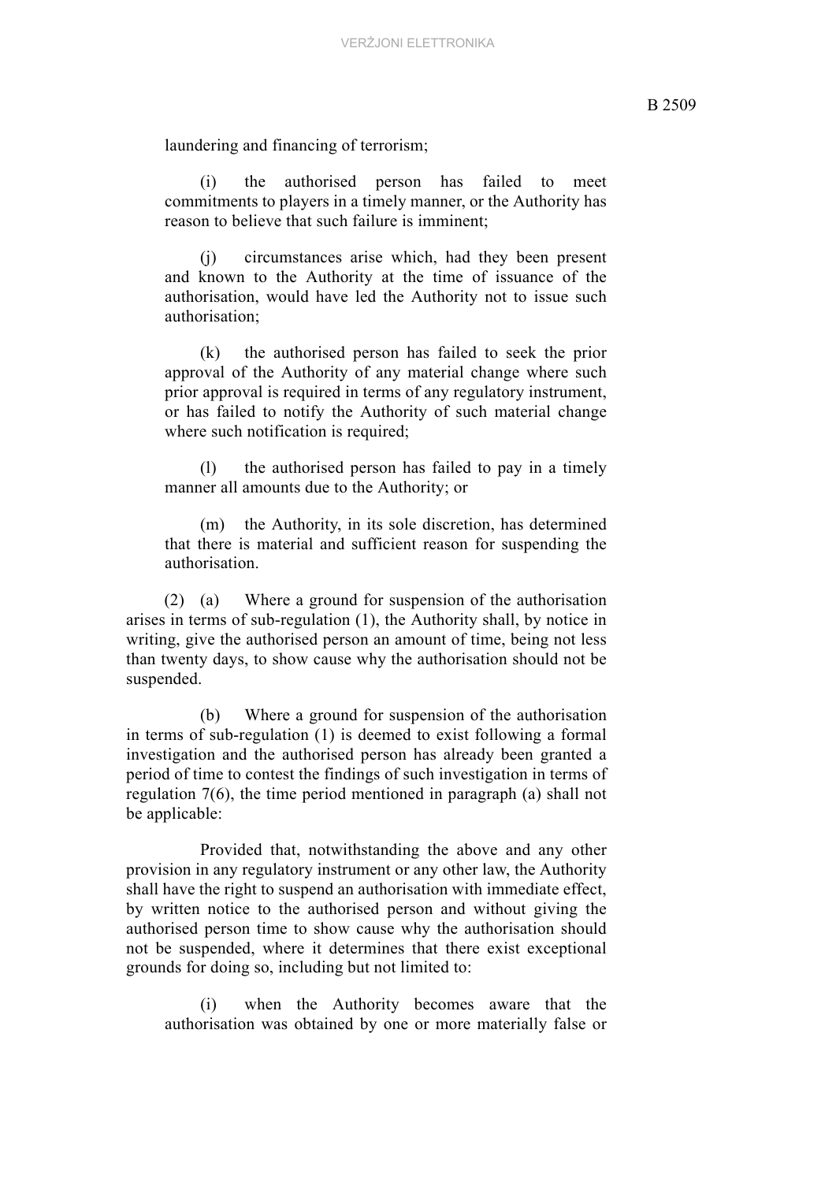laundering and financing of terrorism;

(i) the authorised person has failed to meet commitments to players in a timely manner, or the Authority has reason to believe that such failure is imminent;

(j) circumstances arise which, had they been present and known to the Authority at the time of issuance of the authorisation, would have led the Authority not to issue such authorisation;

(k) the authorised person has failed to seek the prior approval of the Authority of any material change where such prior approval is required in terms of any regulatory instrument, or has failed to notify the Authority of such material change where such notification is required;

(l) the authorised person has failed to pay in a timely manner all amounts due to the Authority; or

(m) the Authority, in its sole discretion, has determined that there is material and sufficient reason for suspending the authorisation.

(2) (a) Where a ground for suspension of the authorisation arises in terms of sub-regulation (1), the Authority shall, by notice in writing, give the authorised person an amount of time, being not less than twenty days, to show cause why the authorisation should not be suspended.

(b) Where a ground for suspension of the authorisation in terms of sub-regulation (1) is deemed to exist following a formal investigation and the authorised person has already been granted a period of time to contest the findings of such investigation in terms of regulation 7(6), the time period mentioned in paragraph (a) shall not be applicable:

Provided that, notwithstanding the above and any other provision in any regulatory instrument or any other law, the Authority shall have the right to suspend an authorisation with immediate effect, by written notice to the authorised person and without giving the authorised person time to show cause why the authorisation should not be suspended, where it determines that there exist exceptional grounds for doing so, including but not limited to:

(i) when the Authority becomes aware that the authorisation was obtained by one or more materially false or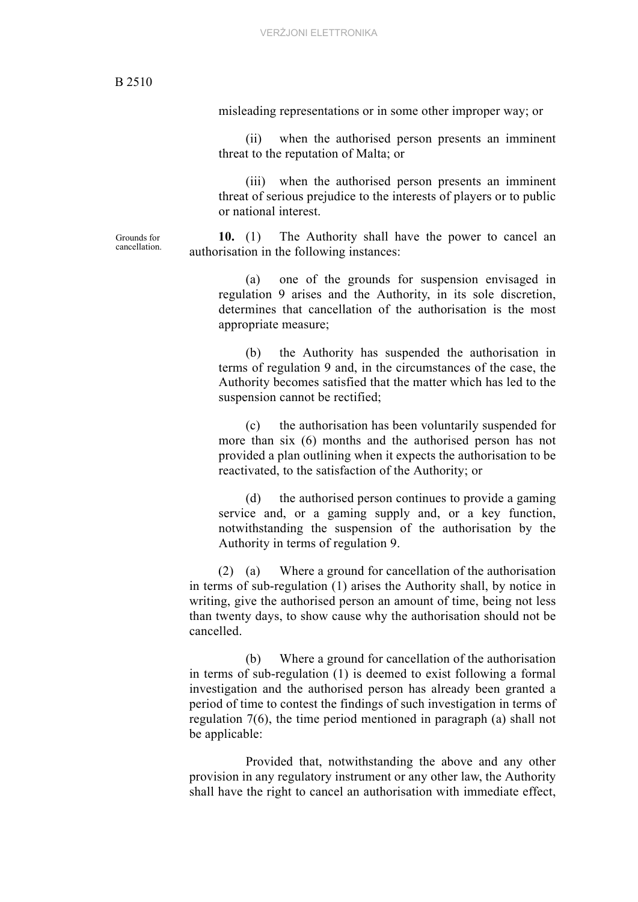misleading representations or in some other improper way; or

(ii) when the authorised person presents an imminent threat to the reputation of Malta; or

(iii) when the authorised person presents an imminent threat of serious prejudice to the interests of players or to public or national interest.

Grounds for cancellation.

**10.** (1) The Authority shall have the power to cancel an authorisation in the following instances:

(a) one of the grounds for suspension envisaged in regulation 9 arises and the Authority, in its sole discretion, determines that cancellation of the authorisation is the most appropriate measure;

(b) the Authority has suspended the authorisation in terms of regulation 9 and, in the circumstances of the case, the Authority becomes satisfied that the matter which has led to the suspension cannot be rectified;

(c) the authorisation has been voluntarily suspended for more than six (6) months and the authorised person has not provided a plan outlining when it expects the authorisation to be reactivated, to the satisfaction of the Authority; or

(d) the authorised person continues to provide a gaming service and, or a gaming supply and, or a key function, notwithstanding the suspension of the authorisation by the Authority in terms of regulation 9.

(2) (a) Where a ground for cancellation of the authorisation in terms of sub-regulation (1) arises the Authority shall, by notice in writing, give the authorised person an amount of time, being not less than twenty days, to show cause why the authorisation should not be cancelled.

(b) Where a ground for cancellation of the authorisation in terms of sub-regulation (1) is deemed to exist following a formal investigation and the authorised person has already been granted a period of time to contest the findings of such investigation in terms of regulation 7(6), the time period mentioned in paragraph (a) shall not be applicable:

Provided that, notwithstanding the above and any other provision in any regulatory instrument or any other law, the Authority shall have the right to cancel an authorisation with immediate effect,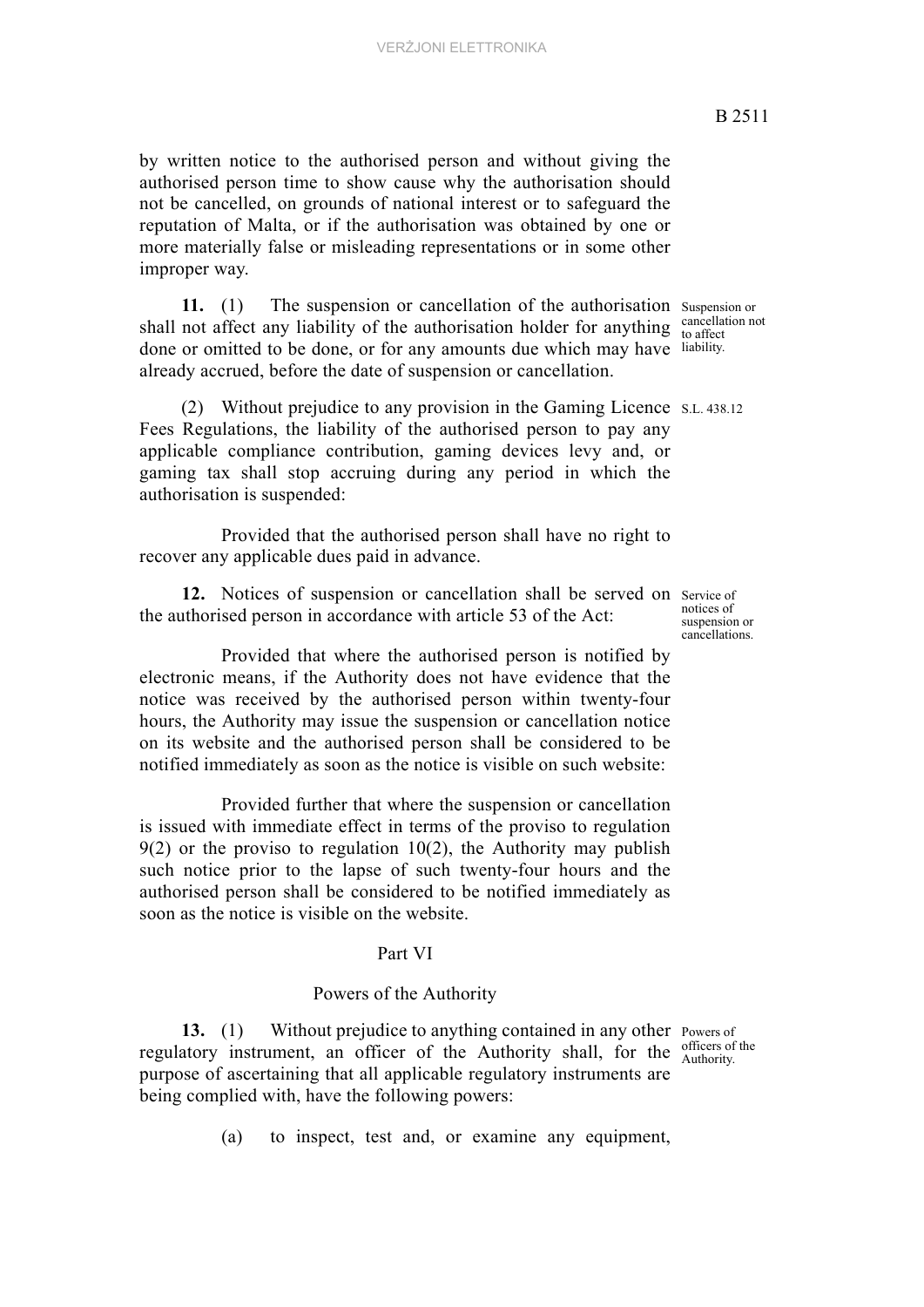by written notice to the authorised person and without giving the authorised person time to show cause why the authorisation should not be cancelled, on grounds of national interest or to safeguard the reputation of Malta, or if the authorisation was obtained by one or more materially false or misleading representations or in some other improper way.

Suspension or cancellation not to affect liability.

**11.** (1) The suspension or cancellation of the authorisation shall not affect any liability of the authorisation holder for anything done or omitted to be done, or for any amounts due which may have already accrued, before the date of suspension or cancellation.

S.L. 438.12

(2) Without prejudice to any provision in the Gaming Licence Fees Regulations, the liability of the authorised person to pay any applicable compliance contribution, gaming devices levy and, or gaming tax shall stop accruing during any period in which the authorisation is suspended:

Provided that the authorised person shall have no right to recover any applicable dues paid in advance.

Service of notices of suspension or cancellations.

**12.** Notices of suspension or cancellation shall be served on the authorised person in accordance with article 53 of the Act:

Provided that where the authorised person is notified by electronic means, if the Authority does not have evidence that the notice was received by the authorised person within twenty-four hours, the Authority may issue the suspension or cancellation notice on its website and the authorised person shall be considered to be notified immediately as soon as the notice is visible on such website:

Provided further that where the suspension or cancellation is issued with immediate effect in terms of the proviso to regulation 9(2) or the proviso to regulation 10(2), the Authority may publish such notice prior to the lapse of such twenty-four hours and the authorised person shall be considered to be notified immediately as soon as the notice is visible on the website.

## Part VI

## Powers of the Authority

Powers of officers of the Authority.

**13.** (1) Without prejudice to anything contained in any other regulatory instrument, an officer of the Authority shall, for the purpose of ascertaining that all applicable regulatory instruments are being complied with, have the following powers:

(a) to inspect, test and, or examine any equipment,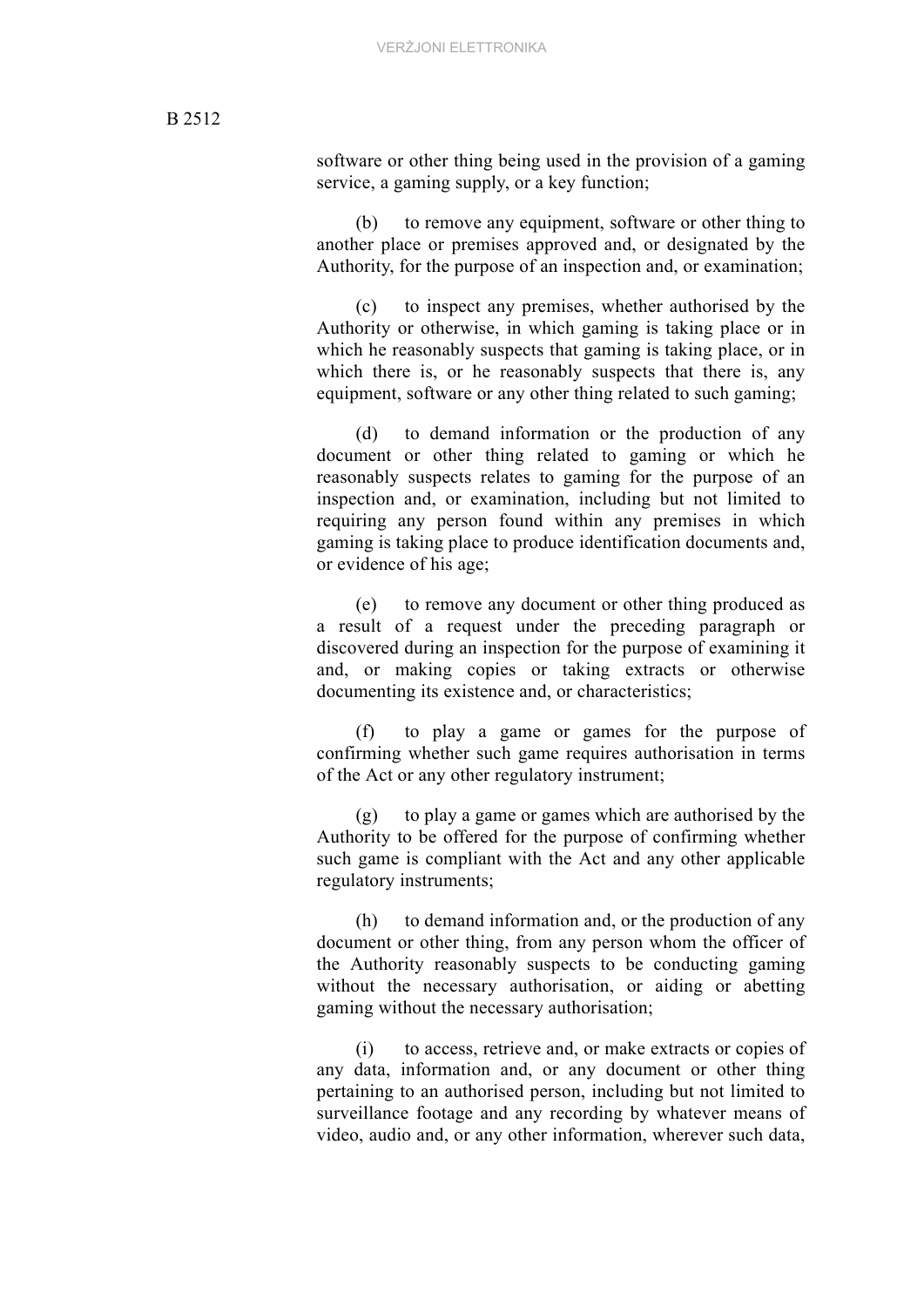software or other thing being used in the provision of a gaming service, a gaming supply, or a key function;

(b) to remove any equipment, software or other thing to another place or premises approved and, or designated by the Authority, for the purpose of an inspection and, or examination;

(c) to inspect any premises, whether authorised by the Authority or otherwise, in which gaming is taking place or in which he reasonably suspects that gaming is taking place, or in which there is, or he reasonably suspects that there is, any equipment, software or any other thing related to such gaming;

(d) to demand information or the production of any document or other thing related to gaming or which he reasonably suspects relates to gaming for the purpose of an inspection and, or examination, including but not limited to requiring any person found within any premises in which gaming is taking place to produce identification documents and, or evidence of his age;

(e) to remove any document or other thing produced as a result of a request under the preceding paragraph or discovered during an inspection for the purpose of examining it and, or making copies or taking extracts or otherwise documenting its existence and, or characteristics;

(f) to play a game or games for the purpose of confirming whether such game requires authorisation in terms of the Act or any other regulatory instrument;

(g) to play a game or games which are authorised by the Authority to be offered for the purpose of confirming whether such game is compliant with the Act and any other applicable regulatory instruments;

(h) to demand information and, or the production of any document or other thing, from any person whom the officer of the Authority reasonably suspects to be conducting gaming without the necessary authorisation, or aiding or abetting gaming without the necessary authorisation;

(i) to access, retrieve and, or make extracts or copies of any data, information and, or any document or other thing pertaining to an authorised person, including but not limited to surveillance footage and any recording by whatever means of video, audio and, or any other information, wherever such data,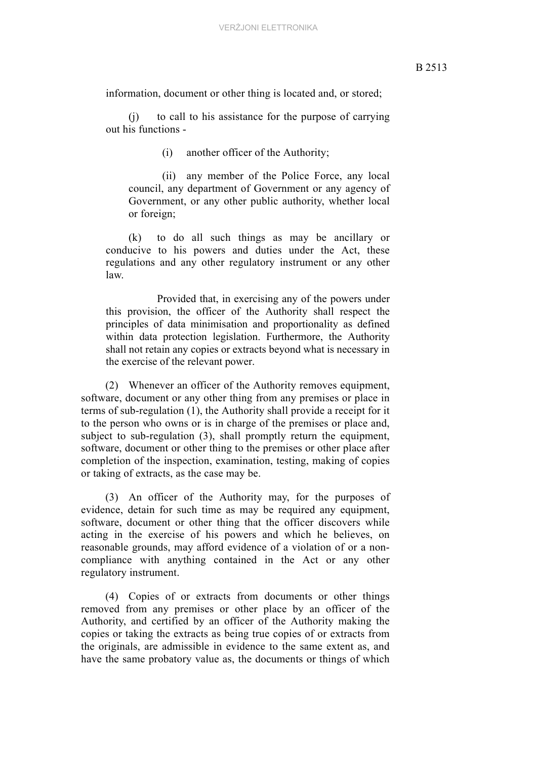information, document or other thing is located and, or stored;

(j) to call to his assistance for the purpose of carrying out his functions -

(i) another officer of the Authority;

(ii) any member of the Police Force, any local council, any department of Government or any agency of Government, or any other public authority, whether local or foreign;

(k) to do all such things as may be ancillary or conducive to his powers and duties under the Act, these regulations and any other regulatory instrument or any other law.

Provided that, in exercising any of the powers under this provision, the officer of the Authority shall respect the principles of data minimisation and proportionality as defined within data protection legislation. Furthermore, the Authority shall not retain any copies or extracts beyond what is necessary in the exercise of the relevant power.

(2) Whenever an officer of the Authority removes equipment, software, document or any other thing from any premises or place in terms of sub-regulation (1), the Authority shall provide a receipt for it to the person who owns or is in charge of the premises or place and, subject to sub-regulation (3), shall promptly return the equipment, software, document or other thing to the premises or other place after completion of the inspection, examination, testing, making of copies or taking of extracts, as the case may be.

(3) An officer of the Authority may, for the purposes of evidence, detain for such time as may be required any equipment, software, document or other thing that the officer discovers while acting in the exercise of his powers and which he believes, on reasonable grounds, may afford evidence of a violation of or a non-compliance with anything contained in the Act or any other regulatory instrument.

(4) Copies of or extracts from documents or other things removed from any premises or other place by an officer of the Authority, and certified by an officer of the Authority making the copies or taking the extracts as being true copies of or extracts from the originals, are admissible in evidence to the same extent as, and have the same probatory value as, the documents or things of which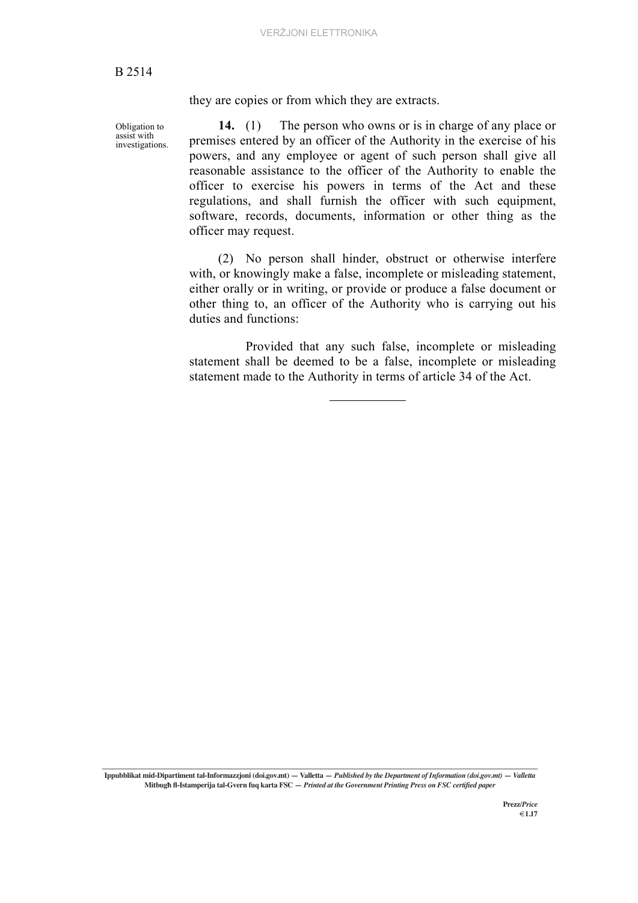they are copies or from which they are extracts.

Obligation to assist with investigations.

**14.** (1) The person who owns or is in charge of any place or premises entered by an officer of the Authority in the exercise of his powers, and any employee or agent of such person shall give all reasonable assistance to the officer of the Authority to enable the officer to exercise his powers in terms of the Act and these regulations, and shall furnish the officer with such equipment, software, records, documents, information or other thing as the officer may request.

(2) No person shall hinder, obstruct or otherwise interfere with, or knowingly make a false, incomplete or misleading statement, either orally or in writing, or provide or produce a false document or other thing to, an officer of the Authority who is carrying out his duties and functions:

Provided that any such false, incomplete or misleading statement shall be deemed to be a false, incomplete or misleading statement made to the Authority in terms of article 34 of the Act.

---

**Ippubblikat mid-Dipartiment tal-Informazzjoni (doi.gov.mt) — Valletta —** ***Published by the Department of Information (doi.gov.mt) — Valletta***
**Mitbugħ fl-Istamperija tal-Gvern fuq karta FSC —** ***Printed at the Government Printing Press on FSC certified paper***

**Prezz/*Price***
**€1.17**